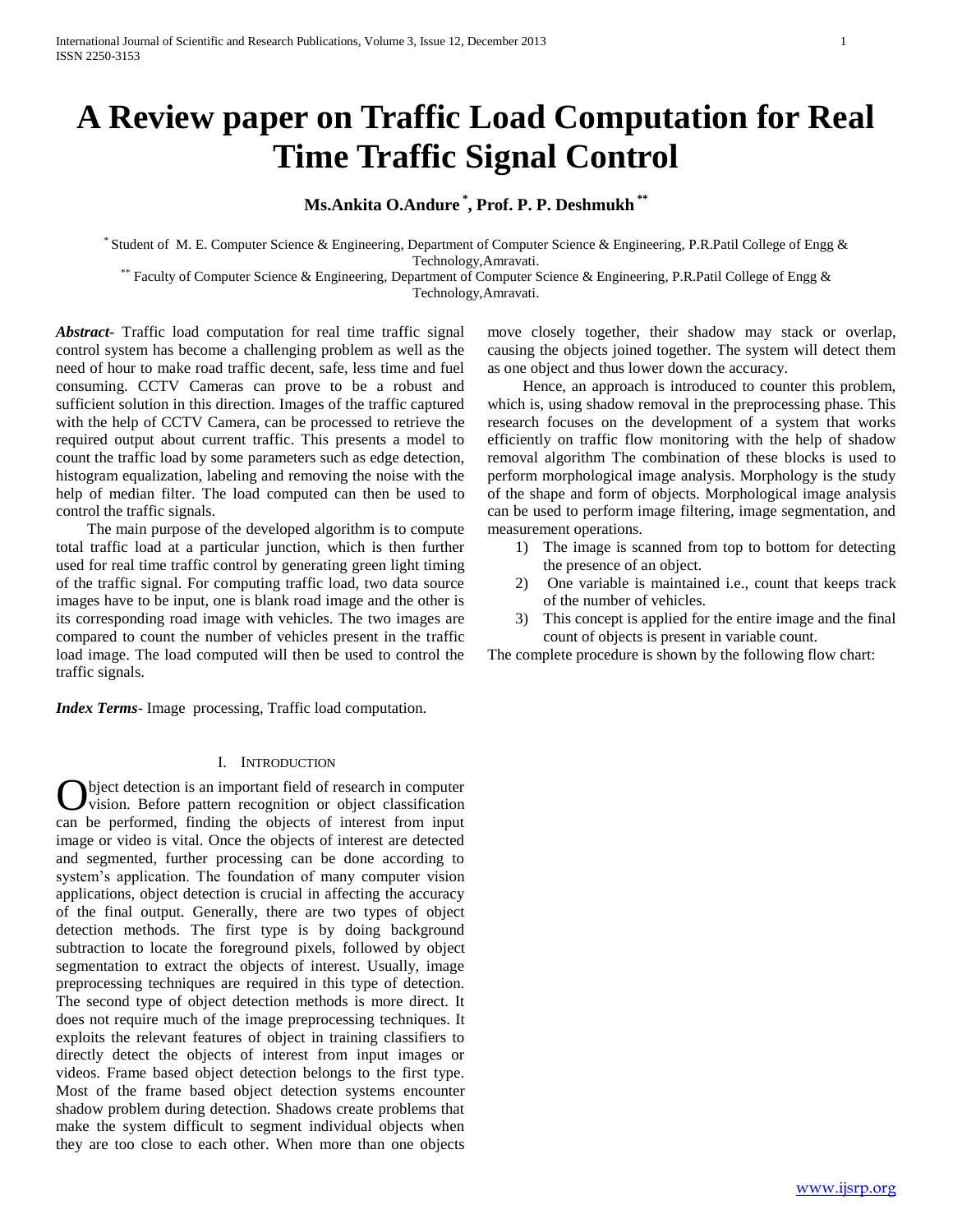# A Review paper on Traffic Load Computation for Real Time Traffic Signal Control

**Ms.Ankita O.Andure [*], Prof. P. P. Deshmukh [**]**

[*] Student of M. E. Computer Science & Engineering, Department of Computer Science & Engineering, P.R.Patil College of Engg & Technology,Amravati.

[**] Faculty of Computer Science & Engineering, Department of Computer Science & Engineering, P.R.Patil College of Engg & Technology,Amravati.

***Abstract-*** Traffic load computation for real time traffic signal control system has become a challenging problem as well as the need of hour to make road traffic decent, safe, less time and fuel consuming. CCTV Cameras can prove to be a robust and sufficient solution in this direction. Images of the traffic captured with the help of CCTV Camera, can be processed to retrieve the required output about current traffic. This presents a model to count the traffic load by some parameters such as edge detection, histogram equalization, labeling and removing the noise with the help of median filter. The load computed can then be used to control the traffic signals.

The main purpose of the developed algorithm is to compute total traffic load at a particular junction, which is then further used for real time traffic control by generating green light timing of the traffic signal. For computing traffic load, two data source images have to be input, one is blank road image and the other is its corresponding road image with vehicles. The two images are compared to count the number of vehicles present in the traffic load image. The load computed will then be used to control the traffic signals.

***Index Terms*-** Image processing, Traffic load computation.

## I. Introduction

Object detection is an important field of research in computer vision. Before pattern recognition or object classification can be performed, finding the objects of interest from input image or video is vital. Once the objects of interest are detected and segmented, further processing can be done according to system's application. The foundation of many computer vision applications, object detection is crucial in affecting the accuracy of the final output. Generally, there are two types of object detection methods. The first type is by doing background subtraction to locate the foreground pixels, followed by object segmentation to extract the objects of interest. Usually, image preprocessing techniques are required in this type of detection. The second type of object detection methods is more direct. It does not require much of the image preprocessing techniques. It exploits the relevant features of object in training classifiers to directly detect the objects of interest from input images or videos. Frame based object detection belongs to the first type. Most of the frame based object detection systems encounter shadow problem during detection. Shadows create problems that make the system difficult to segment individual objects when they are too close to each other. When more than one objects move closely together, their shadow may stack or overlap, causing the objects joined together. The system will detect them as one object and thus lower down the accuracy.

Hence, an approach is introduced to counter this problem, which is, using shadow removal in the preprocessing phase. This research focuses on the development of a system that works efficiently on traffic flow monitoring with the help of shadow removal algorithm The combination of these blocks is used to perform morphological image analysis. Morphology is the study of the shape and form of objects. Morphological image analysis can be used to perform image filtering, image segmentation, and measurement operations.

1) The image is scanned from top to bottom for detecting the presence of an object.
2) One variable is maintained i.e., count that keeps track of the number of vehicles.
3) This concept is applied for the entire image and the final count of objects is present in variable count.

The complete procedure is shown by the following flow chart: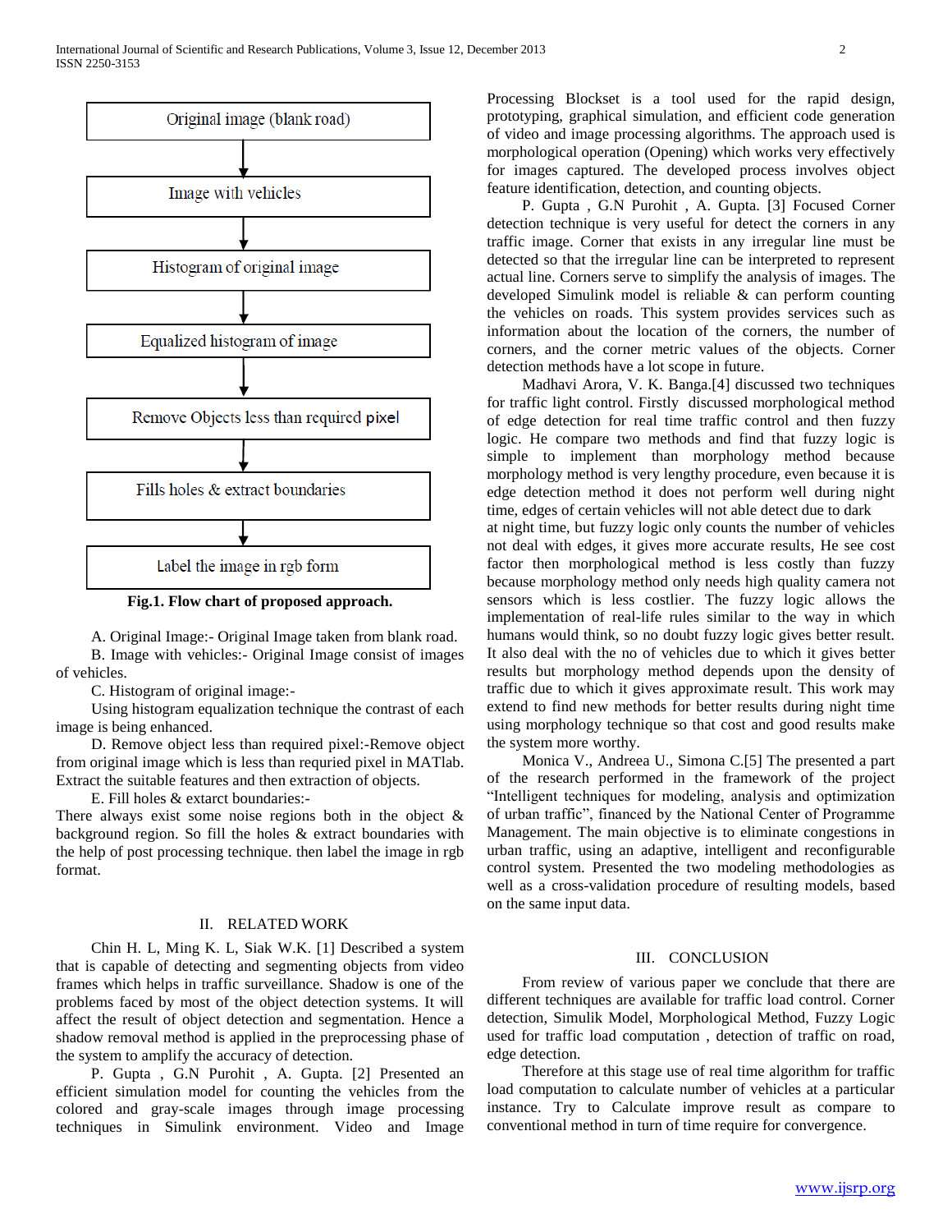Original image (blank road)

↓

Image with vehicles

↓

Histogram of original image

↓

Equalized histogram of image

↓

Remove Objects less than required pixel

↓

Fills holes & extract boundaries

↓

Label the image in rgb form

**Fig.1. Flow chart of proposed approach.**

A. Original Image:- Original Image taken from blank road.

B. Image with vehicles:- Original Image consist of images of vehicles.

C. Histogram of original image:-

Using histogram equalization technique the contrast of each image is being enhanced.

D. Remove object less than required pixel:-Remove object from original image which is less than requried pixel in MATlab. Extract the suitable features and then extraction of objects.

E. Fill holes & extarct boundaries:-
There always exist some noise regions both in the object & background region. So fill the holes & extract boundaries with the help of post processing technique. then label the image in rgb format.

## II. RELATED WORK

Chin H. L, Ming K. L, Siak W.K. [1] Described a system that is capable of detecting and segmenting objects from video frames which helps in traffic surveillance. Shadow is one of the problems faced by most of the object detection systems. It will affect the result of object detection and segmentation. Hence a shadow removal method is applied in the preprocessing phase of the system to amplify the accuracy of detection.

P. Gupta , G.N Purohit , A. Gupta. [2] Presented an efficient simulation model for counting the vehicles from the colored and gray-scale images through image processing techniques in Simulink environment. Video and Image Processing Blockset is a tool used for the rapid design, prototyping, graphical simulation, and efficient code generation of video and image processing algorithms. The approach used is morphological operation (Opening) which works very effectively for images captured. The developed process involves object feature identification, detection, and counting objects.

P. Gupta , G.N Purohit , A. Gupta. [3] Focused Corner detection technique is very useful for detect the corners in any traffic image. Corner that exists in any irregular line must be detected so that the irregular line can be interpreted to represent actual line. Corners serve to simplify the analysis of images. The developed Simulink model is reliable & can perform counting the vehicles on roads. This system provides services such as information about the location of the corners, the number of corners, and the corner metric values of the objects. Corner detection methods have a lot scope in future.

Madhavi Arora, V. K. Banga.[4] discussed two techniques for traffic light control. Firstly discussed morphological method of edge detection for real time traffic control and then fuzzy logic. He compare two methods and find that fuzzy logic is simple to implement than morphology method because morphology method is very lengthy procedure, even because it is edge detection method it does not perform well during night time, edges of certain vehicles will not able detect due to dark at night time, but fuzzy logic only counts the number of vehicles not deal with edges, it gives more accurate results, He see cost factor then morphological method is less costly than fuzzy because morphology method only needs high quality camera not sensors which is less costlier. The fuzzy logic allows the implementation of real-life rules similar to the way in which humans would think, so no doubt fuzzy logic gives better result. It also deal with the no of vehicles due to which it gives better results but morphology method depends upon the density of traffic due to which it gives approximate result. This work may extend to find new methods for better results during night time using morphology technique so that cost and good results make the system more worthy.

Monica V., Andreea U., Simona C.[5] The presented a part of the research performed in the framework of the project "Intelligent techniques for modeling, analysis and optimization of urban traffic", financed by the National Center of Programme Management. The main objective is to eliminate congestions in urban traffic, using an adaptive, intelligent and reconfigurable control system. Presented the two modeling methodologies as well as a cross-validation procedure of resulting models, based on the same input data.

## III. CONCLUSION

From review of various paper we conclude that there are different techniques are available for traffic load control. Corner detection, Simulik Model, Morphological Method, Fuzzy Logic used for traffic load computation , detection of traffic on road, edge detection.

Therefore at this stage use of real time algorithm for traffic load computation to calculate number of vehicles at a particular instance. Try to Calculate improve result as compare to conventional method in turn of time require for convergence.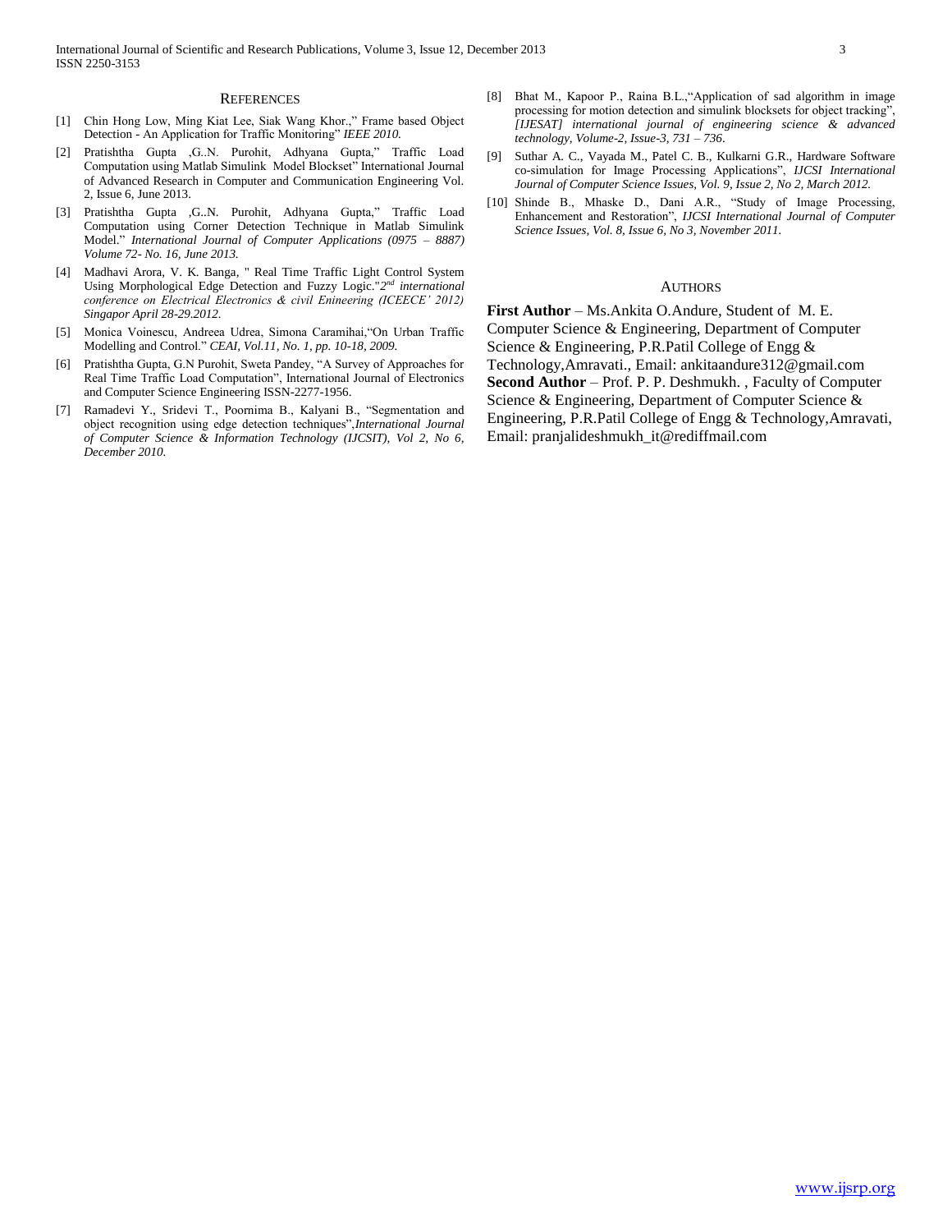## REFERENCES

[1] Chin Hong Low, Ming Kiat Lee, Siak Wang Khor.," Frame based Object Detection - An Application for Traffic Monitoring" *IEEE 2010.*

[2] Pratishtha Gupta ,G..N. Purohit, Adhyana Gupta," Traffic Load Computation using Matlab Simulink Model Blockset" International Journal of Advanced Research in Computer and Communication Engineering Vol. 2, Issue 6, June 2013.

[3] Pratishtha Gupta ,G..N. Purohit, Adhyana Gupta," Traffic Load Computation using Corner Detection Technique in Matlab Simulink Model." *International Journal of Computer Applications (0975 – 8887) Volume 72- No. 16, June 2013.*

[4] Madhavi Arora, V. K. Banga, " Real Time Traffic Light Control System Using Morphological Edge Detection and Fuzzy Logic."*2nd international conference on Electrical Electronics & civil Enineering (ICEECE' 2012) Singapor April 28-29.2012.*

[5] Monica Voinescu, Andreea Udrea, Simona Caramihai,"On Urban Traffic Modelling and Control." *CEAI, Vol.11, No. 1, pp. 10-18, 2009.*

[6] Pratishtha Gupta, G.N Purohit, Sweta Pandey, "A Survey of Approaches for Real Time Traffic Load Computation", International Journal of Electronics and Computer Science Engineering ISSN-2277-1956.

[7] Ramadevi Y., Sridevi T., Poornima B., Kalyani B., "Segmentation and object recognition using edge detection techniques",*International Journal of Computer Science & Information Technology (IJCSIT), Vol 2, No 6, December 2010.*

[8] Bhat M., Kapoor P., Raina B.L.,"Application of sad algorithm in image processing for motion detection and simulink blocksets for object tracking", *[IJESAT] international journal of engineering science & advanced technology, Volume-2, Issue-3, 731 – 736*.

[9] Suthar A. C., Vayada M., Patel C. B., Kulkarni G.R., Hardware Software co-simulation for Image Processing Applications", *IJCSI International Journal of Computer Science Issues, Vol. 9, Issue 2, No 2, March 2012.*

[10] Shinde B., Mhaske D., Dani A.R., "Study of Image Processing, Enhancement and Restoration", *IJCSI International Journal of Computer Science Issues, Vol. 8, Issue 6, No 3, November 2011.*

## AUTHORS

**First Author** – Ms.Ankita O.Andure, Student of M. E. Computer Science & Engineering, Department of Computer Science & Engineering, P.R.Patil College of Engg & Technology,Amravati., Email: ankitaandure312@gmail.com

**Second Author** – Prof. P. P. Deshmukh. , Faculty of Computer Science & Engineering, Department of Computer Science & Engineering, P.R.Patil College of Engg & Technology,Amravati, Email: pranjalideshmukh_it@rediffmail.com